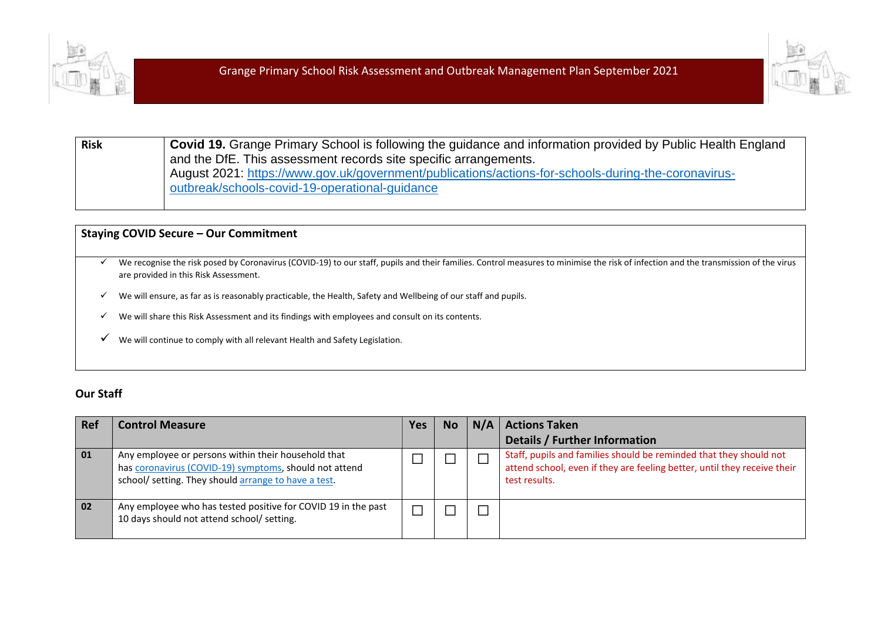# Grange Primary School Risk Assessment and Outbreak Management Plan September 2021

| Risk | **Covid 19.** Grange Primary School is following the guidance and information provided by Public Health England and the DfE. This assessment records site specific arrangements.<br>August 2021: [https://www.gov.uk/government/publications/actions-for-schools-during-the-coronavirus-outbreak/schools-covid-19-operational-guidance](https://www.gov.uk/government/publications/actions-for-schools-during-the-coronavirus-outbreak/schools-covid-19-operational-guidance) |
|---|---|

## Staying COVID Secure – Our Commitment

- ✓ We recognise the risk posed by Coronavirus (COVID-19) to our staff, pupils and their families. Control measures to minimise the risk of infection and the transmission of the virus are provided in this Risk Assessment.
- ✓ We will ensure, as far as is reasonably practicable, the Health, Safety and Wellbeing of our staff and pupils.
- ✓ We will share this Risk Assessment and its findings with employees and consult on its contents.
- ✓ We will continue to comply with all relevant Health and Safety Legislation.

## Our Staff

| Ref | Control Measure | Yes | No | N/A | Actions Taken<br>Details / Further Information |
|---|---|---|---|---|---|
| 01 | Any employee or persons within their household that has [coronavirus (COVID-19) symptoms](), should not attend school/ setting. They should [arrange to have a test](). | ☐ | ☐ | ☐ | Staff, pupils and families should be reminded that they should not attend school, even if they are feeling better, until they receive their test results. |
| 02 | Any employee who has tested positive for COVID 19 in the past 10 days should not attend school/ setting. | ☐ | ☐ | ☐ | |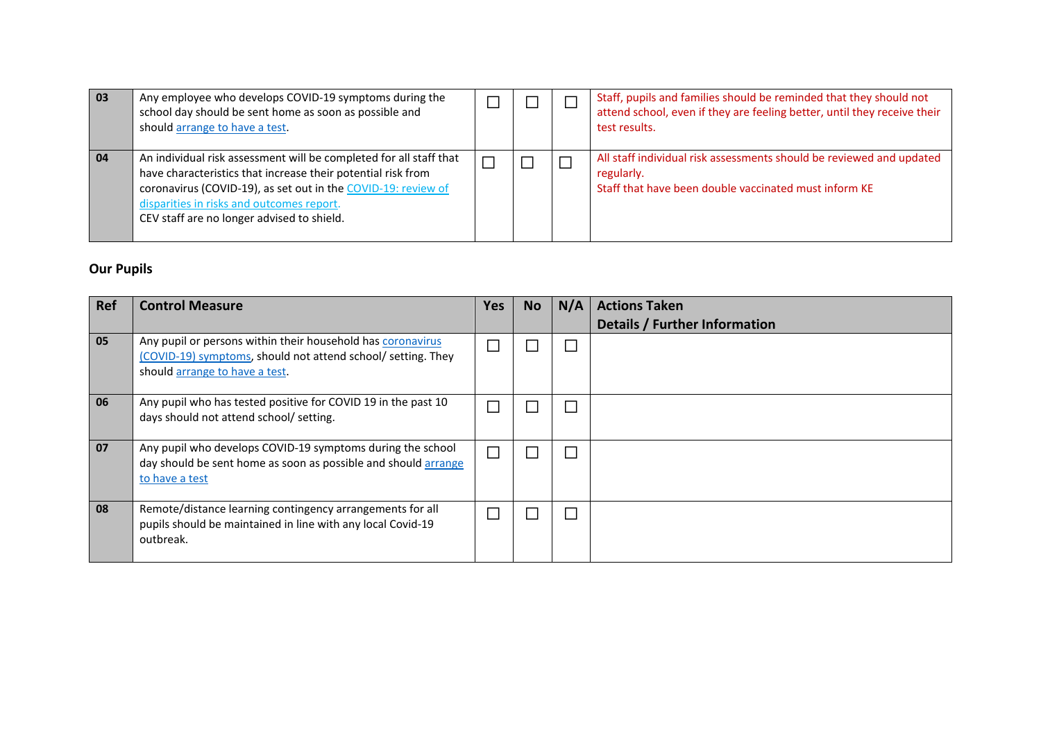| Ref | Control Measure | Yes | No | N/A | Actions Taken Details / Further Information |
|---|---|---|---|---|---|
| 03 | Any employee who develops COVID-19 symptoms during the school day should be sent home as soon as possible and should arrange to have a test. | ☐ | ☐ | ☐ | Staff, pupils and families should be reminded that they should not attend school, even if they are feeling better, until they receive their test results. |
| 04 | An individual risk assessment will be completed for all staff that have characteristics that increase their potential risk from coronavirus (COVID-19), as set out in the COVID-19: review of disparities in risks and outcomes report. CEV staff are no longer advised to shield. | ☐ | ☐ | ☐ | All staff individual risk assessments should be reviewed and updated regularly. Staff that have been double vaccinated must inform KE |

**Our Pupils**

| Ref | Control Measure | Yes | No | N/A | Actions Taken Details / Further Information |
|---|---|---|---|---|---|
| 05 | Any pupil or persons within their household has coronavirus (COVID-19) symptoms, should not attend school/ setting. They should arrange to have a test. | ☐ | ☐ | ☐ | |
| 06 | Any pupil who has tested positive for COVID 19 in the past 10 days should not attend school/ setting. | ☐ | ☐ | ☐ | |
| 07 | Any pupil who develops COVID-19 symptoms during the school day should be sent home as soon as possible and should arrange to have a test | ☐ | ☐ | ☐ | |
| 08 | Remote/distance learning contingency arrangements for all pupils should be maintained in line with any local Covid-19 outbreak. | ☐ | ☐ | ☐ | |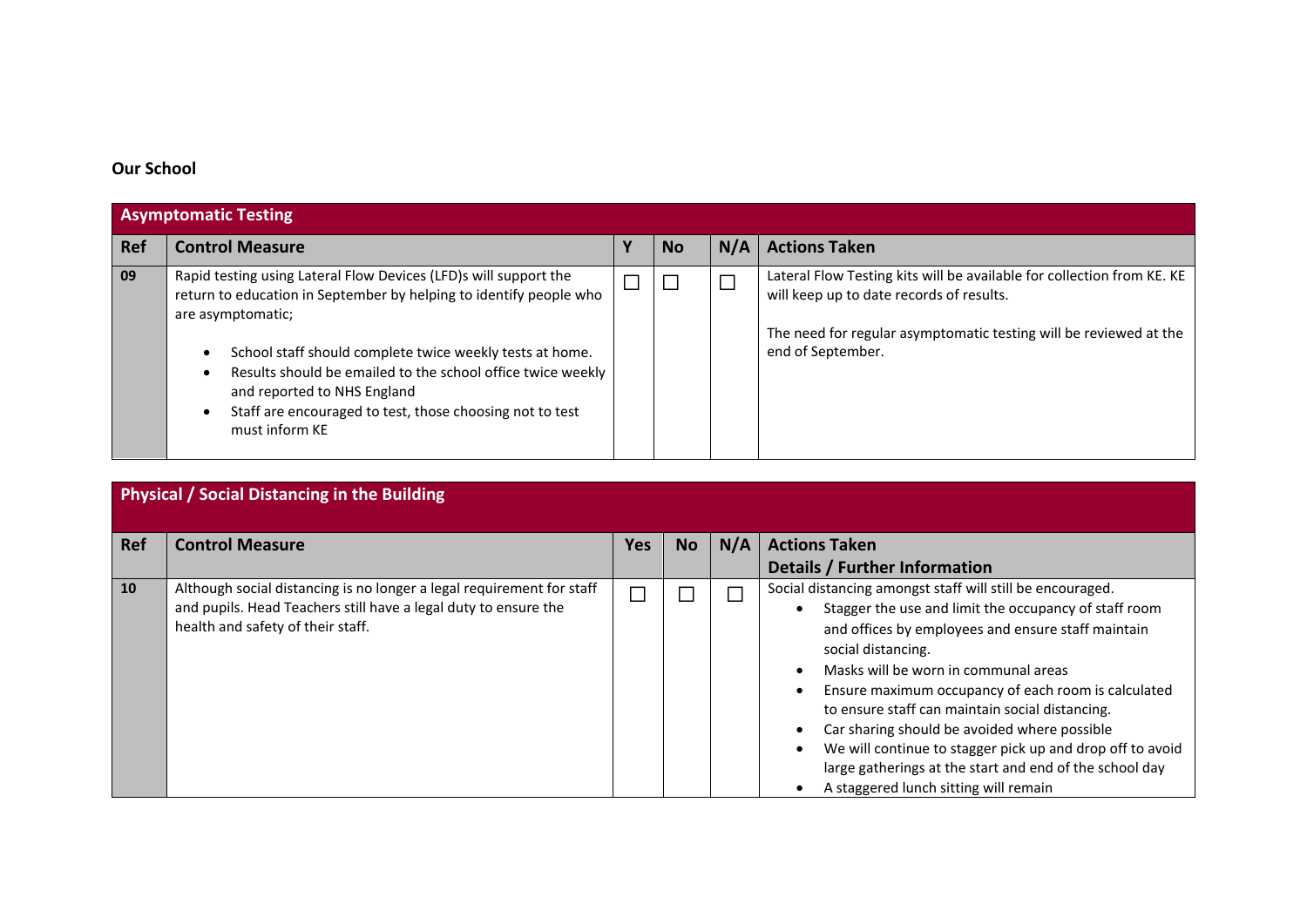**Our School**

| Asymptomatic Testing | | | | | |
|---|---|---|---|---|---|
| **Ref** | **Control Measure** | **Y** | **No** | **N/A** | **Actions Taken** |
| **09** | Rapid testing using Lateral Flow Devices (LFD)s will support the return to education in September by helping to identify people who are asymptomatic;<br>• School staff should complete twice weekly tests at home.<br>• Results should be emailed to the school office twice weekly and reported to NHS England<br>• Staff are encouraged to test, those choosing not to test must inform KE | ☐ | ☐ | ☐ | Lateral Flow Testing kits will be available for collection from KE. KE will keep up to date records of results.<br><br>The need for regular asymptomatic testing will be reviewed at the end of September. |

| Physical / Social Distancing in the Building | | | | | |
|---|---|---|---|---|---|
| **Ref** | **Control Measure** | **Yes** | **No** | **N/A** | **Actions Taken**<br>**Details / Further Information** |
| **10** | Although social distancing is no longer a legal requirement for staff and pupils. Head Teachers still have a legal duty to ensure the health and safety of their staff. | ☐ | ☐ | ☐ | Social distancing amongst staff will still be encouraged.<br>• Stagger the use and limit the occupancy of staff room and offices by employees and ensure staff maintain social distancing.<br>• Masks will be worn in communal areas<br>• Ensure maximum occupancy of each room is calculated to ensure staff can maintain social distancing.<br>• Car sharing should be avoided where possible<br>• We will continue to stagger pick up and drop off to avoid large gatherings at the start and end of the school day<br>• A staggered lunch sitting will remain |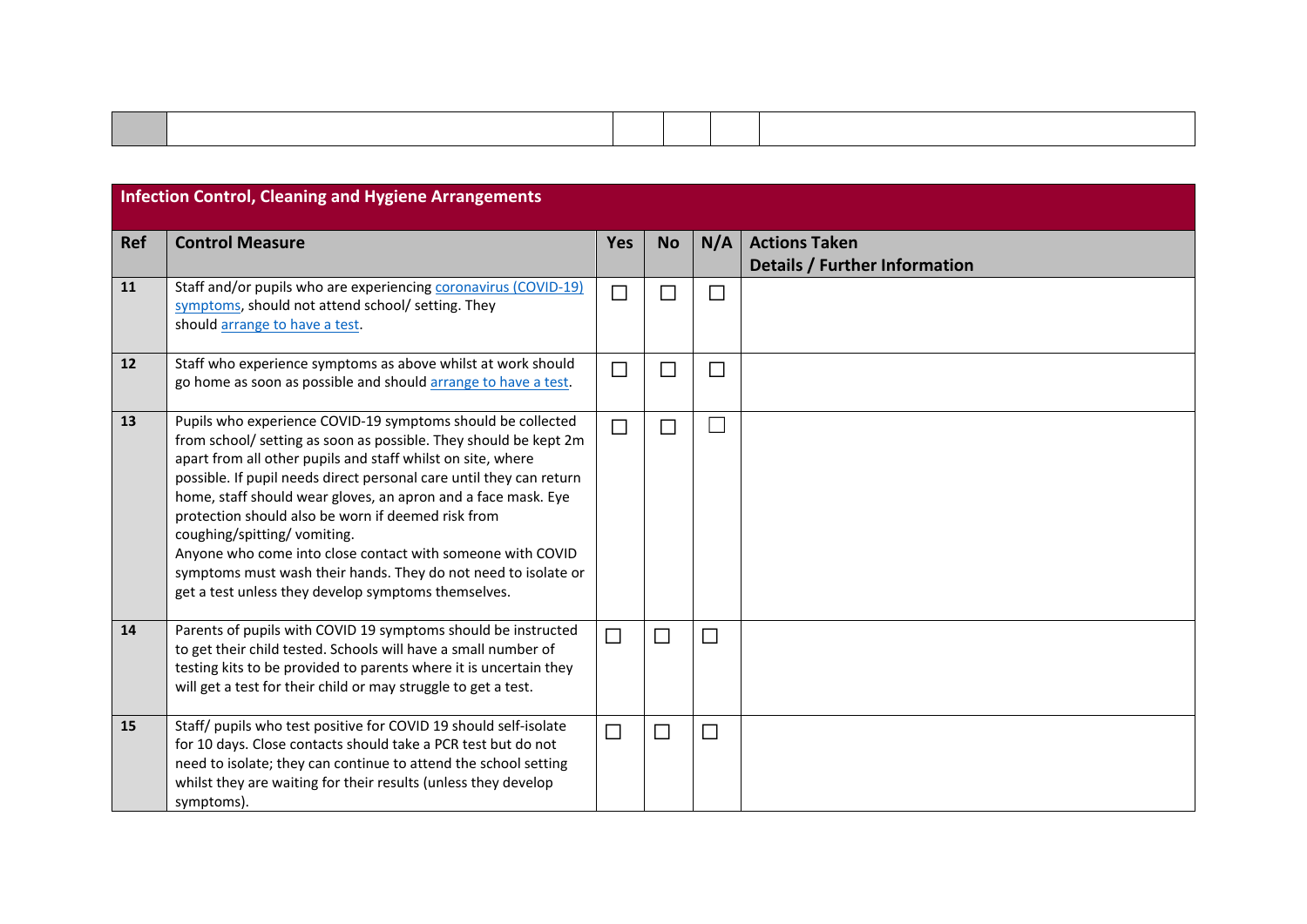| | | | | | |
|---|---|---|---|---|---|
| | | | | | |

## Infection Control, Cleaning and Hygiene Arrangements

| Ref | Control Measure | Yes | No | N/A | Actions Taken<br>Details / Further Information |
|---|---|---|---|---|---|
| 11 | Staff and/or pupils who are experiencing coronavirus (COVID-19) symptoms, should not attend school/ setting. They should arrange to have a test. | ☐ | ☐ | ☐ | |
| 12 | Staff who experience symptoms as above whilst at work should go home as soon as possible and should arrange to have a test. | ☐ | ☐ | ☐ | |
| 13 | Pupils who experience COVID-19 symptoms should be collected from school/ setting as soon as possible. They should be kept 2m apart from all other pupils and staff whilst on site, where possible. If pupil needs direct personal care until they can return home, staff should wear gloves, an apron and a face mask. Eye protection should also be worn if deemed risk from coughing/spitting/ vomiting.<br>Anyone who come into close contact with someone with COVID symptoms must wash their hands. They do not need to isolate or get a test unless they develop symptoms themselves. | ☐ | ☐ | ☐ | |
| 14 | Parents of pupils with COVID 19 symptoms should be instructed to get their child tested. Schools will have a small number of testing kits to be provided to parents where it is uncertain they will get a test for their child or may struggle to get a test. | ☐ | ☐ | ☐ | |
| 15 | Staff/ pupils who test positive for COVID 19 should self-isolate for 10 days. Close contacts should take a PCR test but do not need to isolate; they can continue to attend the school setting whilst they are waiting for their results (unless they develop symptoms). | ☐ | ☐ | ☐ | |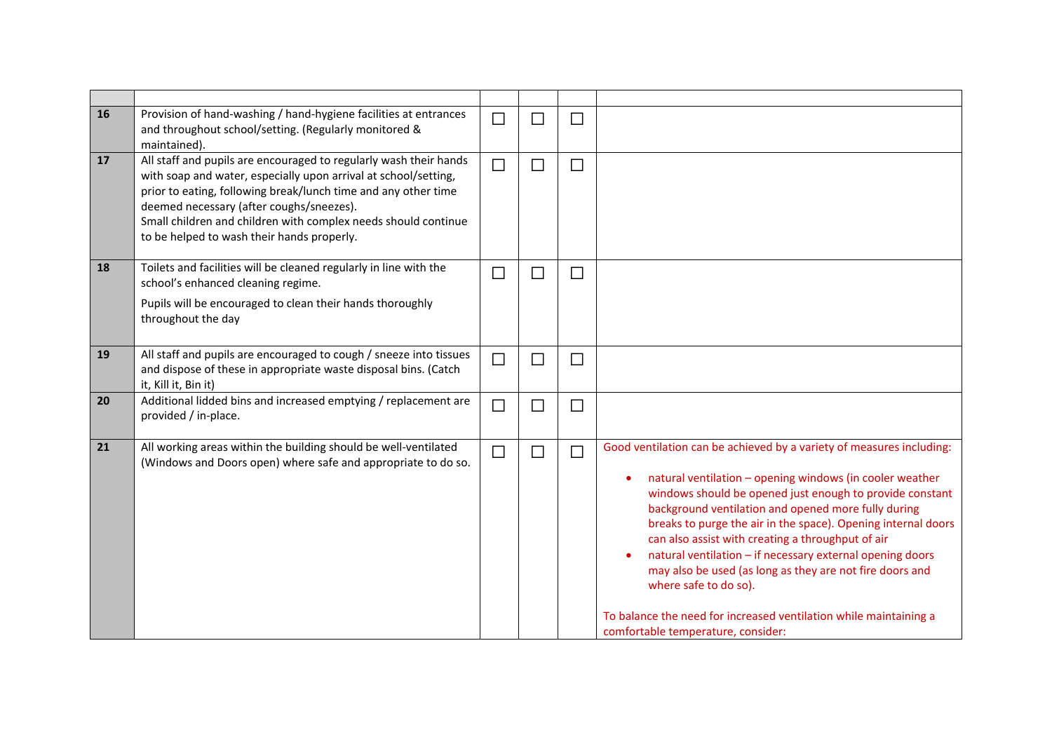| | | | | | |
|---|---|---|---|---|---|
| 16 | Provision of hand-washing / hand-hygiene facilities at entrances and throughout school/setting. (Regularly monitored & maintained). | ☐ | ☐ | ☐ | |
| 17 | All staff and pupils are encouraged to regularly wash their hands with soap and water, especially upon arrival at school/setting, prior to eating, following break/lunch time and any other time deemed necessary (after coughs/sneezes).<br>Small children and children with complex needs should continue to be helped to wash their hands properly. | ☐ | ☐ | ☐ | |
| 18 | Toilets and facilities will be cleaned regularly in line with the school's enhanced cleaning regime.<br>Pupils will be encouraged to clean their hands thoroughly throughout the day | ☐ | ☐ | ☐ | |
| 19 | All staff and pupils are encouraged to cough / sneeze into tissues and dispose of these in appropriate waste disposal bins. (Catch it, Kill it, Bin it) | ☐ | ☐ | ☐ | |
| 20 | Additional lidded bins and increased emptying / replacement are provided / in-place. | ☐ | ☐ | ☐ | |
| 21 | All working areas within the building should be well-ventilated (Windows and Doors open) where safe and appropriate to do so. | ☐ | ☐ | ☐ | Good ventilation can be achieved by a variety of measures including:<br>• natural ventilation – opening windows (in cooler weather windows should be opened just enough to provide constant background ventilation and opened more fully during breaks to purge the air in the space). Opening internal doors can also assist with creating a throughput of air<br>• natural ventilation – if necessary external opening doors may also be used (as long as they are not fire doors and where safe to do so).<br><br>To balance the need for increased ventilation while maintaining a comfortable temperature, consider: |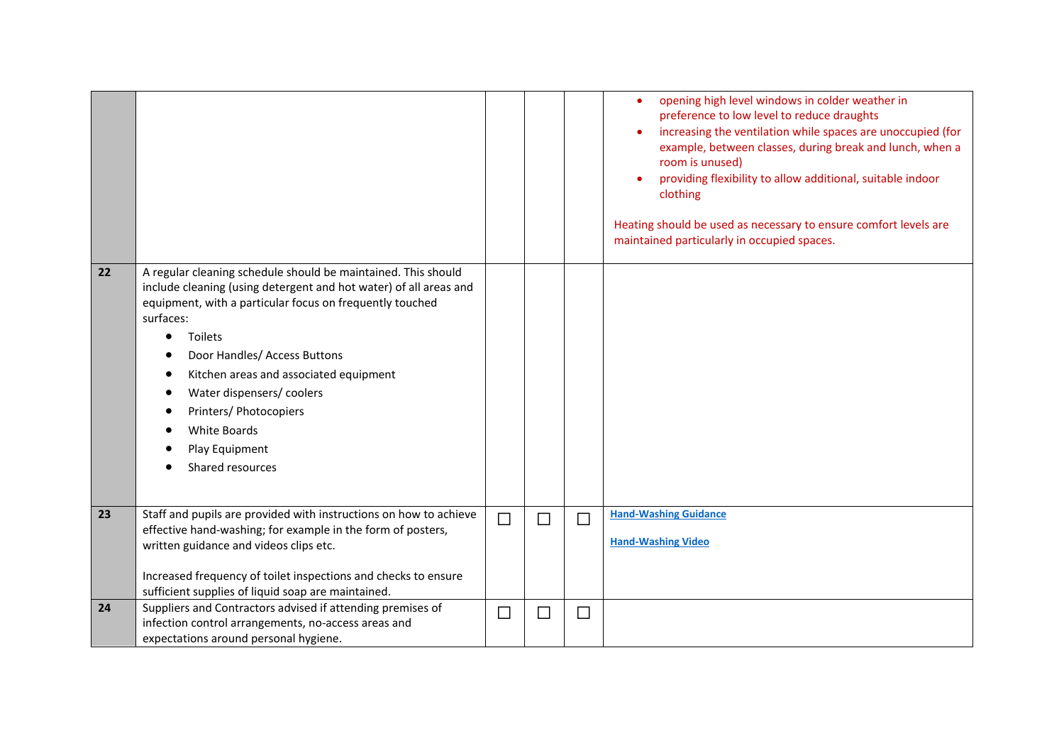| | | | | | |
|---|---|---|---|---|---|
| | | | | | <ul><li>opening high level windows in colder weather in preference to low level to reduce draughts</li><li>increasing the ventilation while spaces are unoccupied (for example, between classes, during break and lunch, when a room is unused)</li><li>providing flexibility to allow additional, suitable indoor clothing</li></ul>Heating should be used as necessary to ensure comfort levels are maintained particularly in occupied spaces. |
| **22** | A regular cleaning schedule should be maintained. This should include cleaning (using detergent and hot water) of all areas and equipment, with a particular focus on frequently touched surfaces:<ul><li>Toilets</li><li>Door Handles/ Access Buttons</li><li>Kitchen areas and associated equipment</li><li>Water dispensers/ coolers</li><li>Printers/ Photocopiers</li><li>White Boards</li><li>Play Equipment</li><li>Shared resources</li></ul> | | | | |
| **23** | Staff and pupils are provided with instructions on how to achieve effective hand-washing; for example in the form of posters, written guidance and videos clips etc.<br><br>Increased frequency of toilet inspections and checks to ensure sufficient supplies of liquid soap are maintained. | ☐ | ☐ | ☐ | **Hand-Washing Guidance**<br><br>**Hand-Washing Video** |
| **24** | Suppliers and Contractors advised if attending premises of infection control arrangements, no-access areas and expectations around personal hygiene. | ☐ | ☐ | ☐ | |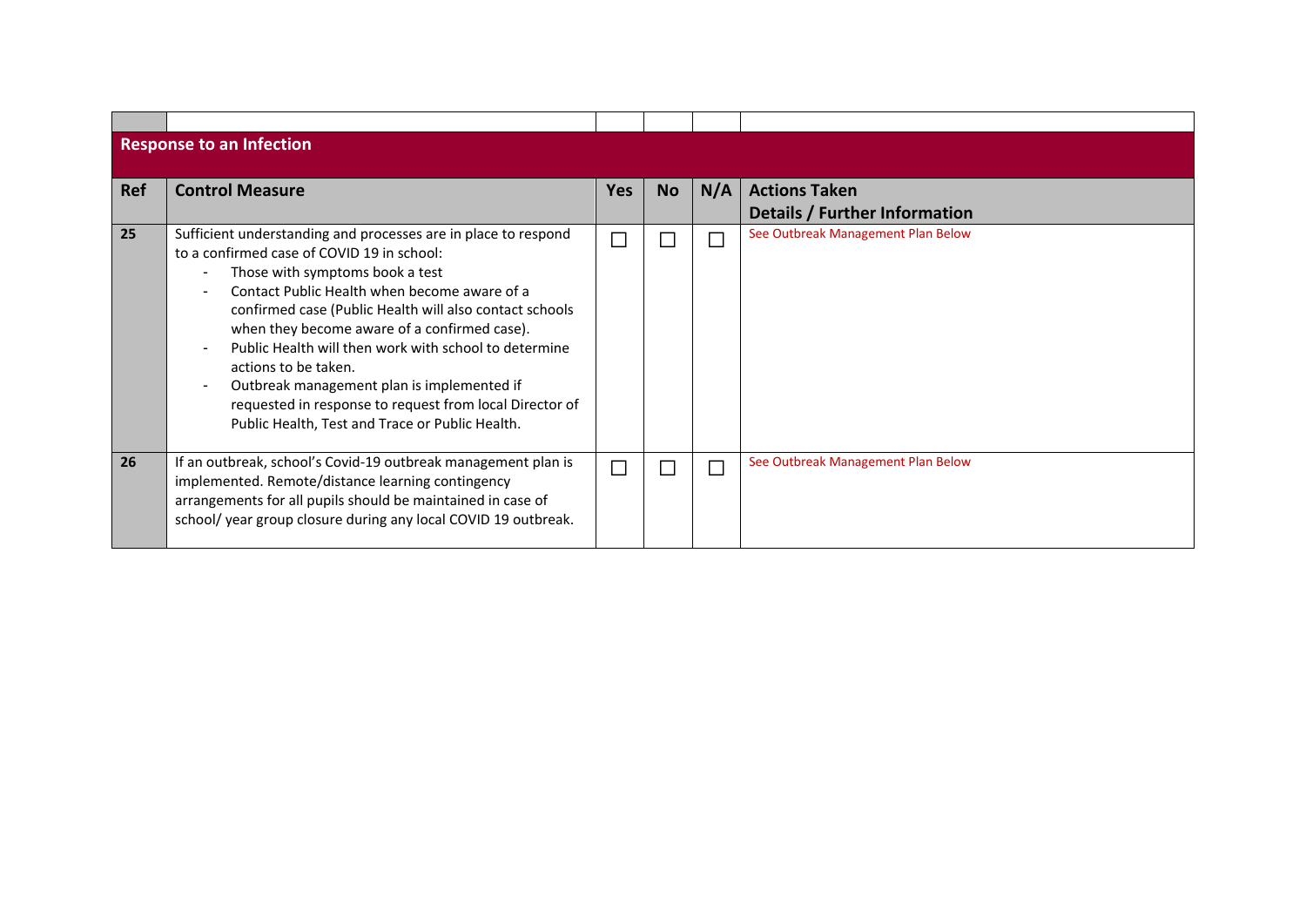| | | | | | |
|---|---|---|---|---|---|
| **Response to an Infection** | | | | | |
| **Ref** | **Control Measure** | **Yes** | **No** | **N/A** | **Actions Taken<br>Details / Further Information** |
| **25** | Sufficient understanding and processes are in place to respond to a confirmed case of COVID 19 in school:<br>- Those with symptoms book a test<br>- Contact Public Health when become aware of a confirmed case (Public Health will also contact schools when they become aware of a confirmed case).<br>- Public Health will then work with school to determine actions to be taken.<br>- Outbreak management plan is implemented if requested in response to request from local Director of Public Health, Test and Trace or Public Health. | ☐ | ☐ | ☐ | See Outbreak Management Plan Below |
| **26** | If an outbreak, school's Covid-19 outbreak management plan is implemented. Remote/distance learning contingency arrangements for all pupils should be maintained in case of school/ year group closure during any local COVID 19 outbreak. | ☐ | ☐ | ☐ | See Outbreak Management Plan Below |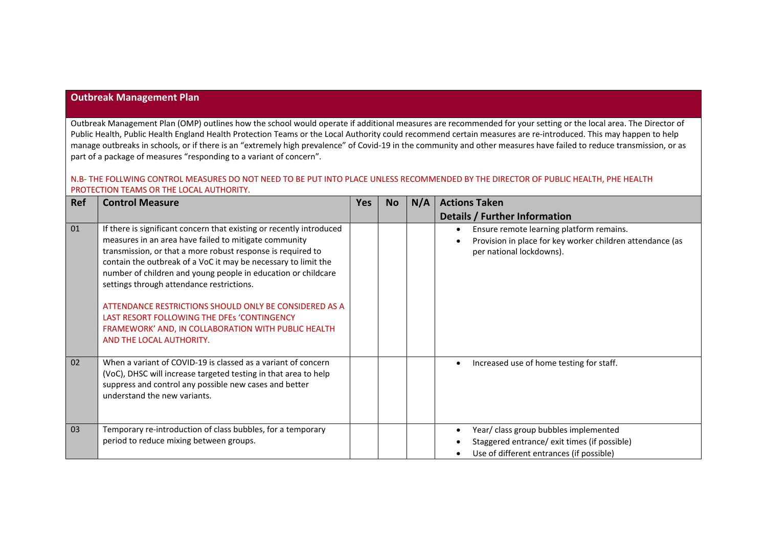## Outbreak Management Plan

Outbreak Management Plan (OMP) outlines how the school would operate if additional measures are recommended for your setting or the local area. The Director of Public Health, Public Health England Health Protection Teams or the Local Authority could recommend certain measures are re-introduced. This may happen to help manage outbreaks in schools, or if there is an "extremely high prevalence" of Covid-19 in the community and other measures have failed to reduce transmission, or as part of a package of measures "responding to a variant of concern".

N.B- THE FOLLWING CONTROL MEASURES DO NOT NEED TO BE PUT INTO PLACE UNLESS RECOMMENDED BY THE DIRECTOR OF PUBLIC HEALTH, PHE HEALTH PROTECTION TEAMS OR THE LOCAL AUTHORITY.

| Ref | Control Measure | Yes | No | N/A | Actions Taken<br>Details / Further Information |
|---|---|---|---|---|---|
| 01 | If there is significant concern that existing or recently introduced measures in an area have failed to mitigate community transmission, or that a more robust response is required to contain the outbreak of a VoC it may be necessary to limit the number of children and young people in education or childcare settings through attendance restrictions.<br><br>ATTENDANCE RESTRICTIONS SHOULD ONLY BE CONSIDERED AS A LAST RESORT FOLLOWING THE DFEs 'CONTINGENCY FRAMEWORK' AND, IN COLLABORATION WITH PUBLIC HEALTH AND THE LOCAL AUTHORITY. | | | | • Ensure remote learning platform remains.<br>• Provision in place for key worker children attendance (as per national lockdowns). |
| 02 | When a variant of COVID-19 is classed as a variant of concern (VoC), DHSC will increase targeted testing in that area to help suppress and control any possible new cases and better understand the new variants. | | | | • Increased use of home testing for staff. |
| 03 | Temporary re-introduction of class bubbles, for a temporary period to reduce mixing between groups. | | | | • Year/ class group bubbles implemented<br>• Staggered entrance/ exit times (if possible)<br>• Use of different entrances (if possible) |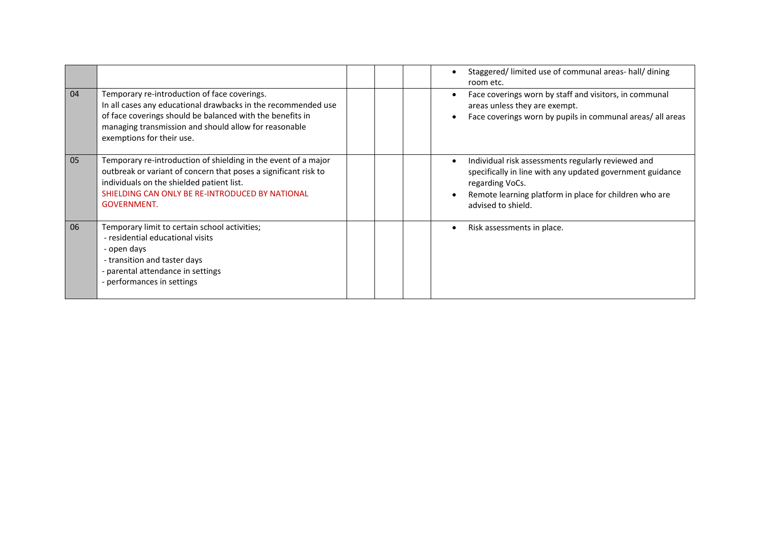| | | | | | |
|---|---|---|---|---|---|
| | | | | | • Staggered/ limited use of communal areas- hall/ dining room etc. |
| 04 | Temporary re-introduction of face coverings.<br>In all cases any educational drawbacks in the recommended use of face coverings should be balanced with the benefits in managing transmission and should allow for reasonable exemptions for their use. | | | | • Face coverings worn by staff and visitors, in communal areas unless they are exempt.<br>• Face coverings worn by pupils in communal areas/ all areas |
| 05 | Temporary re-introduction of shielding in the event of a major outbreak or variant of concern that poses a significant risk to individuals on the shielded patient list.<br>SHIELDING CAN ONLY BE RE-INTRODUCED BY NATIONAL GOVERNMENT. | | | | • Individual risk assessments regularly reviewed and specifically in line with any updated government guidance regarding VoCs.<br>• Remote learning platform in place for children who are advised to shield. |
| 06 | Temporary limit to certain school activities;<br>- residential educational visits<br>- open days<br>- transition and taster days<br>- parental attendance in settings<br>- performances in settings | | | | • Risk assessments in place. |